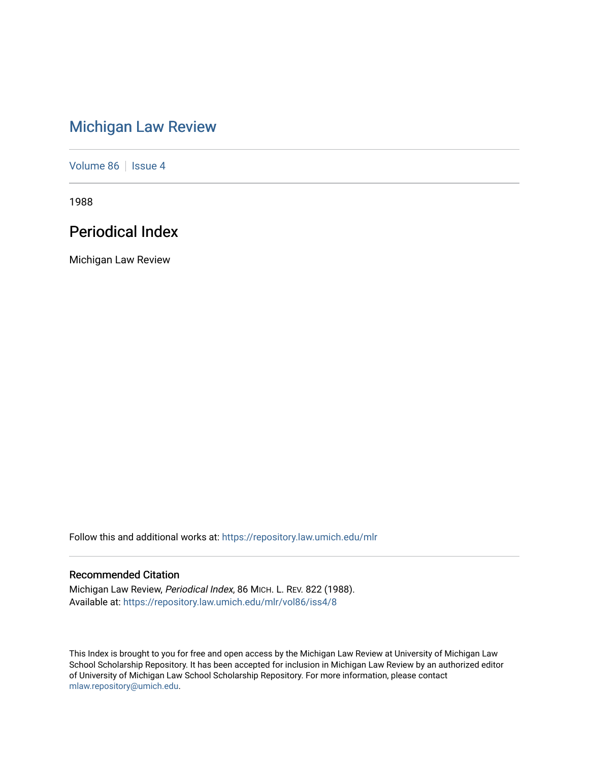# Michigan Law Review

Volume 86 | Issue 4

1988

## Periodical Index

Michigan Law Review

Follow this and additional works at: https://repository.law.umich.edu/mlr

### Recommended Citation

Michigan Law Review, *Periodical Index*, 86 MICH. L. REV. 822 (1988).
Available at: https://repository.law.umich.edu/mlr/vol86/iss4/8

This Index is brought to you for free and open access by the Michigan Law Review at University of Michigan Law School Scholarship Repository. It has been accepted for inclusion in Michigan Law Review by an authorized editor of University of Michigan Law School Scholarship Repository. For more information, please contact mlaw.repository@umich.edu.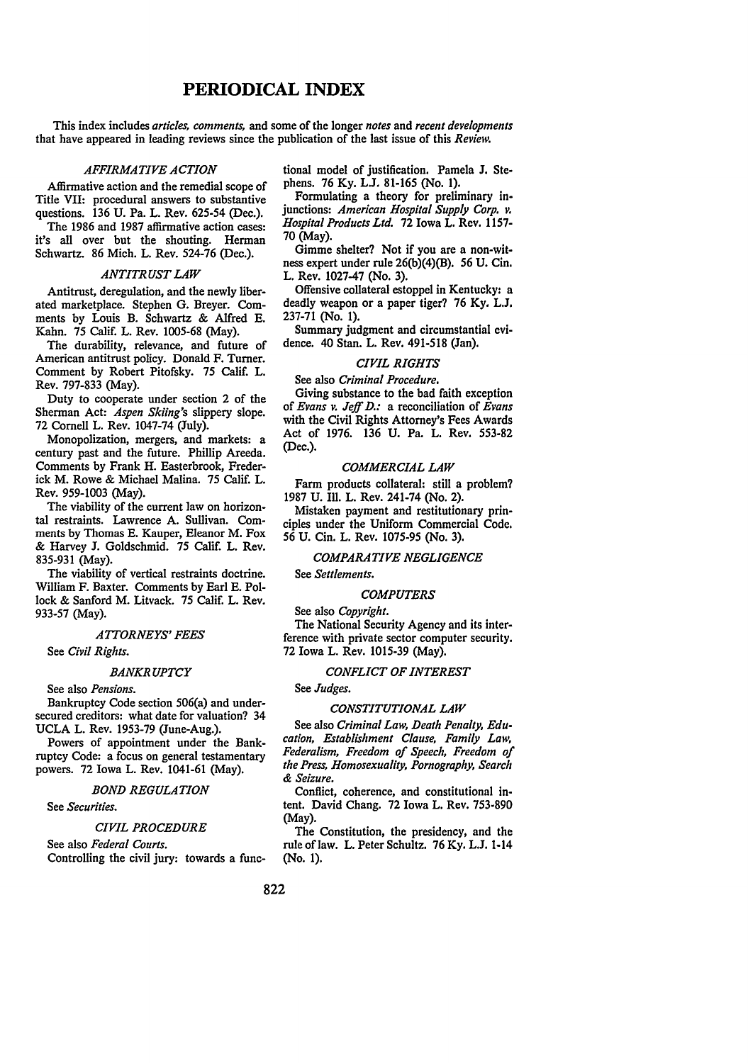# PERIODICAL INDEX

This index includes *articles, comments,* and some of the longer *notes* and *recent developments* that have appeared in leading reviews since the publication of the last issue of this *Review.*

### *AFFIRMATIVE ACTION*

Affirmative action and the remedial scope of Title VII: procedural answers to substantive questions. 136 U. Pa. L. Rev. 625-54 (Dec.).

The 1986 and 1987 affirmative action cases: it's all over but the shouting. Herman Schwartz. 86 Mich. L. Rev. 524-76 (Dec.).

### *ANTITRUST LAW*

Antitrust, deregulation, and the newly liberated marketplace. Stephen G. Breyer. Comments by Louis B. Schwartz & Alfred E. Kahn. 75 Calif. L. Rev. 1005-68 (May).

The durability, relevance, and future of American antitrust policy. Donald F. Turner. Comment by Robert Pitofsky. 75 Calif. L. Rev. 797-833 (May).

Duty to cooperate under section 2 of the Sherman Act: *Aspen Skiing's* slippery slope. 72 Cornell L. Rev. 1047-74 (July).

Monopolization, mergers, and markets: a century past and the future. Phillip Areeda. Comments by Frank H. Easterbrook, Frederick M. Rowe & Michael Malina. 75 Calif. L. Rev. 959-1003 (May).

The viability of the current law on horizontal restraints. Lawrence A. Sullivan. Comments by Thomas E. Kauper, Eleanor M. Fox & Harvey J. Goldschmid. 75 Calif. L. Rev. 835-931 (May).

The viability of vertical restraints doctrine. William F. Baxter. Comments by Earl E. Pollock & Sanford M. Litvack. 75 Calif. L. Rev. 933-57 (May).

### *ATTORNEYS' FEES*

See *Civil Rights.*

### *BANKRUPTCY*

See also *Pensions.*

Bankruptcy Code section 506(a) and undersecured creditors: what date for valuation? 34 UCLA L. Rev. 1953-79 (June-Aug.).

Powers of appointment under the Bankruptcy Code: a focus on general testamentary powers. 72 Iowa L. Rev. 1041-61 (May).

### *BOND REGULATION*

See *Securities.*

### *CIVIL PROCEDURE*

See also *Federal Courts.*

Controlling the civil jury: towards a functional model of justification. Pamela J. Stephens. 76 Ky. L.J. 81-165 (No. 1).

Formulating a theory for preliminary injunctions: *American Hospital Supply Corp. v. Hospital Products Ltd.* 72 Iowa L. Rev. 1157-70 (May).

Gimme shelter? Not if you are a non-witness expert under rule 26(b)(4)(B). 56 U. Cin. L. Rev. 1027-47 (No. 3).

Offensive collateral estoppel in Kentucky: a deadly weapon or a paper tiger? 76 Ky. L.J. 237-71 (No. 1).

Summary judgment and circumstantial evidence. 40 Stan. L. Rev. 491-518 (Jan).

### *CIVIL RIGHTS*

See also *Criminal Procedure.*

Giving substance to the bad faith exception of *Evans v. Jeff D.*: a reconciliation of *Evans* with the Civil Rights Attorney's Fees Awards Act of 1976. 136 U. Pa. L. Rev. 553-82 (Dec.).

### *COMMERCIAL LAW*

Farm products collateral: still a problem? 1987 U. Ill. L. Rev. 241-74 (No. 2).

Mistaken payment and restitutionary principles under the Uniform Commercial Code. 56 U. Cin. L. Rev. 1075-95 (No. 3).

### *COMPARATIVE NEGLIGENCE*

See *Settlements.*

### *COMPUTERS*

See also *Copyright.*

The National Security Agency and its interference with private sector computer security. 72 Iowa L. Rev. 1015-39 (May).

### *CONFLICT OF INTEREST*

See *Judges.*

### *CONSTITUTIONAL LAW*

See also *Criminal Law, Death Penalty, Education, Establishment Clause, Family Law, Federalism, Freedom of Speech, Freedom of the Press, Homosexuality, Pornography, Search & Seizure.*

Conflict, coherence, and constitutional intent. David Chang. 72 Iowa L. Rev. 753-890 (May).

The Constitution, the presidency, and the rule of law. L. Peter Schultz. 76 Ky. L.J. 1-14 (No. 1).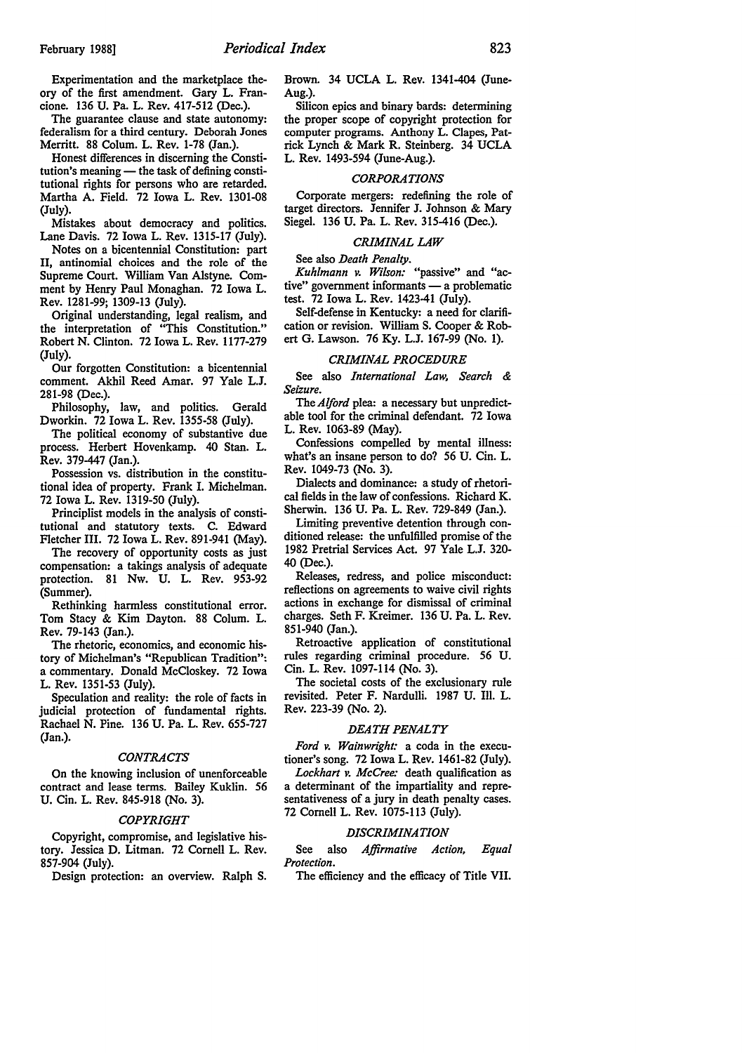Experimentation and the marketplace theory of the first amendment. Gary L. Francione. 136 U. Pa. L. Rev. 417-512 (Dec.).

The guarantee clause and state autonomy: federalism for a third century. Deborah Jones Merritt. 88 Colum. L. Rev. 1-78 (Jan.).

Honest differences in discerning the Constitution's meaning — the task of defining constitutional rights for persons who are retarded. Martha A. Field. 72 Iowa L. Rev. 1301-08 (July).

Mistakes about democracy and politics. Lane Davis. 72 Iowa L. Rev. 1315-17 (July).

Notes on a bicentennial Constitution: part II, antinomial choices and the role of the Supreme Court. William Van Alstyne. Comment by Henry Paul Monaghan. 72 Iowa L. Rev. 1281-99; 1309-13 (July).

Original understanding, legal realism, and the interpretation of "This Constitution." Robert N. Clinton. 72 Iowa L. Rev. 1177-279 (July).

Our forgotten Constitution: a bicentennial comment. Akhil Reed Amar. 97 Yale L.J. 281-98 (Dec.).

Philosophy, law, and politics. Gerald Dworkin. 72 Iowa L. Rev. 1355-58 (July).

The political economy of substantive due process. Herbert Hovenkamp. 40 Stan. L. Rev. 379-447 (Jan.).

Possession vs. distribution in the constitutional idea of property. Frank I. Michelman. 72 Iowa L. Rev. 1319-50 (July).

Principlist models in the analysis of constitutional and statutory texts. C. Edward Fletcher III. 72 Iowa L. Rev. 891-941 (May).

The recovery of opportunity costs as just compensation: a takings analysis of adequate protection. 81 Nw. U. L. Rev. 953-92 (Summer).

Rethinking harmless constitutional error. Tom Stacy & Kim Dayton. 88 Colum. L. Rev. 79-143 (Jan.).

The rhetoric, economics, and economic history of Michelman's "Republican Tradition": a commentary. Donald McCloskey. 72 Iowa L. Rev. 1351-53 (July).

Speculation and reality: the role of facts in judicial protection of fundamental rights. Rachael N. Pine. 136 U. Pa. L. Rev. 655-727 (Jan.).

### *CONTRACTS*

On the knowing inclusion of unenforceable contract and lease terms. Bailey Kuklin. 56 U. Cin. L. Rev. 845-918 (No. 3).

### *COPYRIGHT*

Copyright, compromise, and legislative history. Jessica D. Litman. 72 Cornell L. Rev. 857-904 (July).

Design protection: an overview. Ralph S. Brown. 34 UCLA L. Rev. 1341-404 (June-Aug.).

Silicon epics and binary bards: determining the proper scope of copyright protection for computer programs. Anthony L. Clapes, Patrick Lynch & Mark R. Steinberg. 34 UCLA L. Rev. 1493-594 (June-Aug.).

### *CORPORATIONS*

Corporate mergers: redefining the role of target directors. Jennifer J. Johnson & Mary Siegel. 136 U. Pa. L. Rev. 315-416 (Dec.).

### *CRIMINAL LAW*

See also *Death Penalty*.

*Kuhlmann v. Wilson:* "passive" and "active" government informants — a problematic test. 72 Iowa L. Rev. 1423-41 (July).

Self-defense in Kentucky: a need for clarification or revision. William S. Cooper & Robert G. Lawson. 76 Ky. L.J. 167-99 (No. 1).

### *CRIMINAL PROCEDURE*

See also *International Law, Search & Seizure*.

The *Alford* plea: a necessary but unpredictable tool for the criminal defendant. 72 Iowa L. Rev. 1063-89 (May).

Confessions compelled by mental illness: what's an insane person to do? 56 U. Cin. L. Rev. 1049-73 (No. 3).

Dialects and dominance: a study of rhetorical fields in the law of confessions. Richard K. Sherwin. 136 U. Pa. L. Rev. 729-849 (Jan.).

Limiting preventive detention through conditioned release: the unfulfilled promise of the 1982 Pretrial Services Act. 97 Yale L.J. 320-40 (Dec.).

Releases, redress, and police misconduct: reflections on agreements to waive civil rights actions in exchange for dismissal of criminal charges. Seth F. Kreimer. 136 U. Pa. L. Rev. 851-940 (Jan.).

Retroactive application of constitutional rules regarding criminal procedure. 56 U. Cin. L. Rev. 1097-114 (No. 3).

The societal costs of the exclusionary rule revisited. Peter F. Nardulli. 1987 U. Ill. L. Rev. 223-39 (No. 2).

### *DEATH PENALTY*

*Ford v. Wainwright:* a coda in the executioner's song. 72 Iowa L. Rev. 1461-82 (July).

*Lockhart v. McCree:* death qualification as a determinant of the impartiality and representativeness of a jury in death penalty cases. 72 Cornell L. Rev. 1075-113 (July).

### *DISCRIMINATION*

See also *Affirmative Action, Equal Protection*.

The efficiency and the efficacy of Title VII.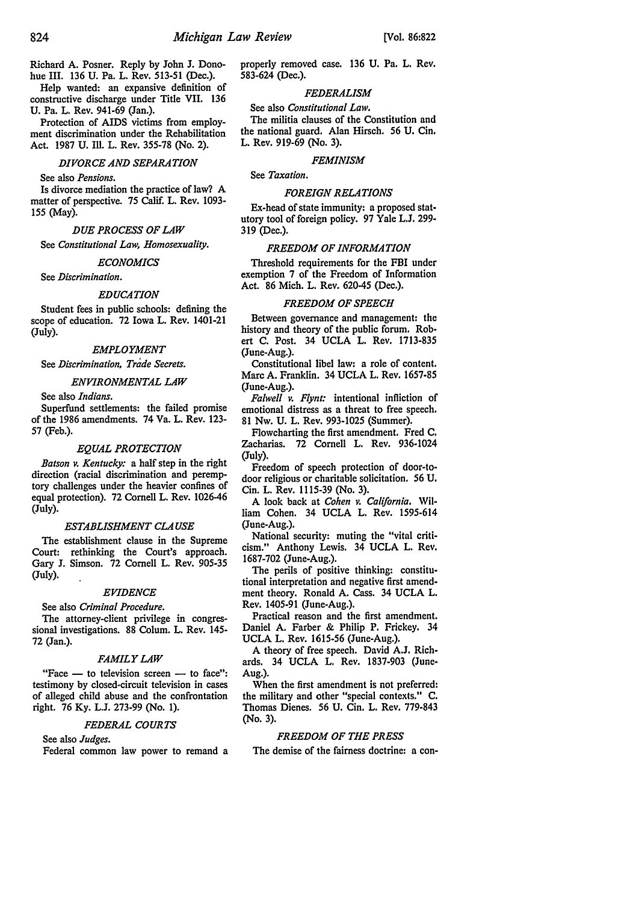Richard A. Posner. Reply by John J. Donohue III. 136 U. Pa. L. Rev. 513-51 (Dec.).

Help wanted: an expansive definition of constructive discharge under Title VII. 136 U. Pa. L. Rev. 941-69 (Jan.).

Protection of AIDS victims from employment discrimination under the Rehabilitation Act. 1987 U. Ill. L. Rev. 355-78 (No. 2).

### *DIVORCE AND SEPARATION*

See also *Pensions.*

Is divorce mediation the practice of law? A matter of perspective. 75 Calif. L. Rev. 1093-155 (May).

### *DUE PROCESS OF LAW*

See *Constitutional Law, Homosexuality.*

### *ECONOMICS*

See *Discrimination.*

### *EDUCATION*

Student fees in public schools: defining the scope of education. 72 Iowa L. Rev. 1401-21 (July).

### *EMPLOYMENT*

See *Discrimination, Trade Secrets.*

### *ENVIRONMENTAL LAW*

See also *Indians.*

Superfund settlements: the failed promise of the 1986 amendments. 74 Va. L. Rev. 123-57 (Feb.).

### *EQUAL PROTECTION*

*Batson v. Kentucky:* a half step in the right direction (racial discrimination and peremptory challenges under the heavier confines of equal protection). 72 Cornell L. Rev. 1026-46 (July).

### *ESTABLISHMENT CLAUSE*

The establishment clause in the Supreme Court: rethinking the Court's approach. Gary J. Simson. 72 Cornell L. Rev. 905-35 (July).

### *EVIDENCE*

See also *Criminal Procedure.*

The attorney-client privilege in congressional investigations. 88 Colum. L. Rev. 145-72 (Jan.).

### *FAMILY LAW*

"Face — to television screen — to face": testimony by closed-circuit television in cases of alleged child abuse and the confrontation right. 76 Ky. L.J. 273-99 (No. 1).

### *FEDERAL COURTS*

See also *Judges.*

Federal common law power to remand a properly removed case. 136 U. Pa. L. Rev. 583-624 (Dec.).

### *FEDERALISM*

See also *Constitutional Law.*

The militia clauses of the Constitution and the national guard. Alan Hirsch. 56 U. Cin. L. Rev. 919-69 (No. 3).

### *FEMINISM*

See *Taxation.*

### *FOREIGN RELATIONS*

Ex-head of state immunity: a proposed statutory tool of foreign policy. 97 Yale L.J. 299-319 (Dec.).

### *FREEDOM OF INFORMATION*

Threshold requirements for the FBI under exemption 7 of the Freedom of Information Act. 86 Mich. L. Rev. 620-45 (Dec.).

### *FREEDOM OF SPEECH*

Between governance and management: the history and theory of the public forum. Robert C. Post. 34 UCLA L. Rev. 1713-835 (June-Aug.).

Constitutional libel law: a role of content. Marc A. Franklin. 34 UCLA L. Rev. 1657-85 (June-Aug.).

*Falwell v. Flynt:* intentional infliction of emotional distress as a threat to free speech. 81 Nw. U. L. Rev. 993-1025 (Summer).

Flowcharting the first amendment. Fred C. Zacharias. 72 Cornell L. Rev. 936-1024 (July).

Freedom of speech protection of door-to-door religious or charitable solicitation. 56 U. Cin. L. Rev. 1115-39 (No. 3).

A look back at *Cohen v. California.* William Cohen. 34 UCLA L. Rev. 1595-614 (June-Aug.).

National security: muting the "vital criticism." Anthony Lewis. 34 UCLA L. Rev. 1687-702 (June-Aug.).

The perils of positive thinking: constitutional interpretation and negative first amendment theory. Ronald A. Cass. 34 UCLA L. Rev. 1405-91 (June-Aug.).

Practical reason and the first amendment. Daniel A. Farber & Philip P. Frickey. 34 UCLA L. Rev. 1615-56 (June-Aug.).

A theory of free speech. David A.J. Richards. 34 UCLA L. Rev. 1837-903 (June-Aug.).

When the first amendment is not preferred: the military and other "special contexts." C. Thomas Dienes. 56 U. Cin. L. Rev. 779-843 (No. 3).

### *FREEDOM OF THE PRESS*

The demise of the fairness doctrine: a con-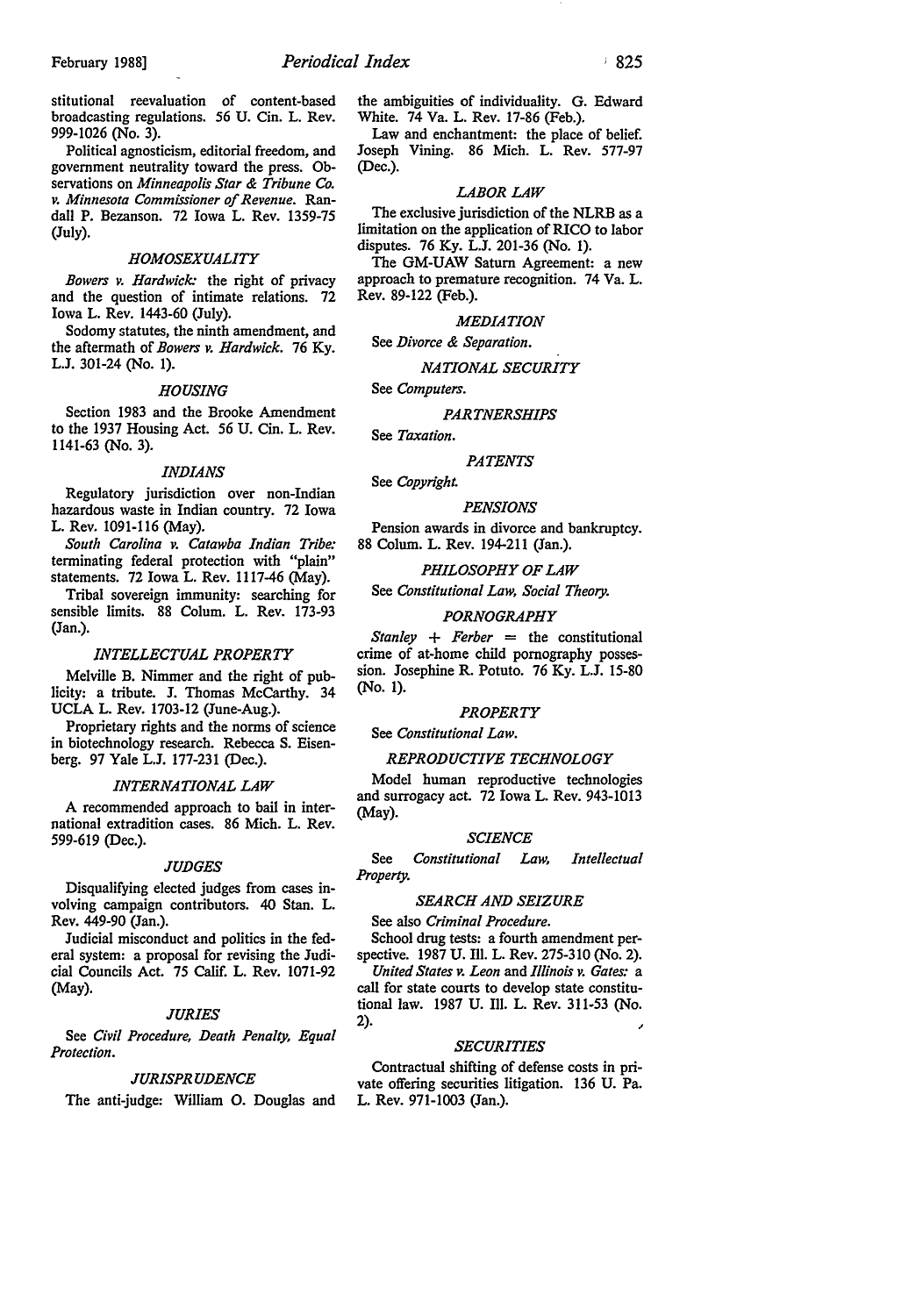stitutional reevaluation of content-based broadcasting regulations. 56 U. Cin. L. Rev. 999-1026 (No. 3).

Political agnosticism, editorial freedom, and government neutrality toward the press. Observations on *Minneapolis Star & Tribune Co. v. Minnesota Commissioner of Revenue*. Randall P. Bezanson. 72 Iowa L. Rev. 1359-75 (July).

### *HOMOSEXUALITY*

*Bowers v. Hardwick*: the right of privacy and the question of intimate relations. 72 Iowa L. Rev. 1443-60 (July).

Sodomy statutes, the ninth amendment, and the aftermath of *Bowers v. Hardwick*. 76 Ky. L.J. 301-24 (No. 1).

### *HOUSING*

Section 1983 and the Brooke Amendment to the 1937 Housing Act. 56 U. Cin. L. Rev. 1141-63 (No. 3).

### *INDIANS*

Regulatory jurisdiction over non-Indian hazardous waste in Indian country. 72 Iowa L. Rev. 1091-116 (May).

*South Carolina v. Catawba Indian Tribe*: terminating federal protection with "plain" statements. 72 Iowa L. Rev. 1117-46 (May).

Tribal sovereign immunity: searching for sensible limits. 88 Colum. L. Rev. 173-93 (Jan.).

### *INTELLECTUAL PROPERTY*

Melville B. Nimmer and the right of publicity: a tribute. J. Thomas McCarthy. 34 UCLA L. Rev. 1703-12 (June-Aug.).

Proprietary rights and the norms of science in biotechnology research. Rebecca S. Eisenberg. 97 Yale L.J. 177-231 (Dec.).

### *INTERNATIONAL LAW*

A recommended approach to bail in international extradition cases. 86 Mich. L. Rev. 599-619 (Dec.).

### *JUDGES*

Disqualifying elected judges from cases involving campaign contributors. 40 Stan. L. Rev. 449-90 (Jan.).

Judicial misconduct and politics in the federal system: a proposal for revising the Judicial Councils Act. 75 Calif. L. Rev. 1071-92 (May).

### *JURIES*

See *Civil Procedure, Death Penalty, Equal Protection*.

### *JURISPRUDENCE*

The anti-judge: William O. Douglas and the ambiguities of individuality. G. Edward White. 74 Va. L. Rev. 17-86 (Feb.).

Law and enchantment: the place of belief. Joseph Vining. 86 Mich. L. Rev. 577-97 (Dec.).

### *LABOR LAW*

The exclusive jurisdiction of the NLRB as a limitation on the application of RICO to labor disputes. 76 Ky. L.J. 201-36 (No. 1).

The GM-UAW Saturn Agreement: a new approach to premature recognition. 74 Va. L. Rev. 89-122 (Feb.).

### *MEDIATION*

See *Divorce & Separation*.

### *NATIONAL SECURITY*

See *Computers*.

### *PARTNERSHIPS*

See *Taxation*.

### *PATENTS*

See *Copyright*.

### *PENSIONS*

Pension awards in divorce and bankruptcy. 88 Colum. L. Rev. 194-211 (Jan.).

### *PHILOSOPHY OF LAW*

See *Constitutional Law, Social Theory*.

### *PORNOGRAPHY*

*Stanley + Ferber* = the constitutional crime of at-home child pornography possession. Josephine R. Potuto. 76 Ky. L.J. 15-80 (No. 1).

### *PROPERTY*

See *Constitutional Law*.

### *REPRODUCTIVE TECHNOLOGY*

Model human reproductive technologies and surrogacy act. 72 Iowa L. Rev. 943-1013 (May).

### *SCIENCE*

See *Constitutional Law, Intellectual Property*.

### *SEARCH AND SEIZURE*

See also *Criminal Procedure*.

School drug tests: a fourth amendment perspective. 1987 U. Ill. L. Rev. 275-310 (No. 2).

*United States v. Leon* and *Illinois v. Gates*: a call for state courts to develop state constitutional law. 1987 U. Ill. L. Rev. 311-53 (No. 2).

### *SECURITIES*

Contractual shifting of defense costs in private offering securities litigation. 136 U. Pa. L. Rev. 971-1003 (Jan.).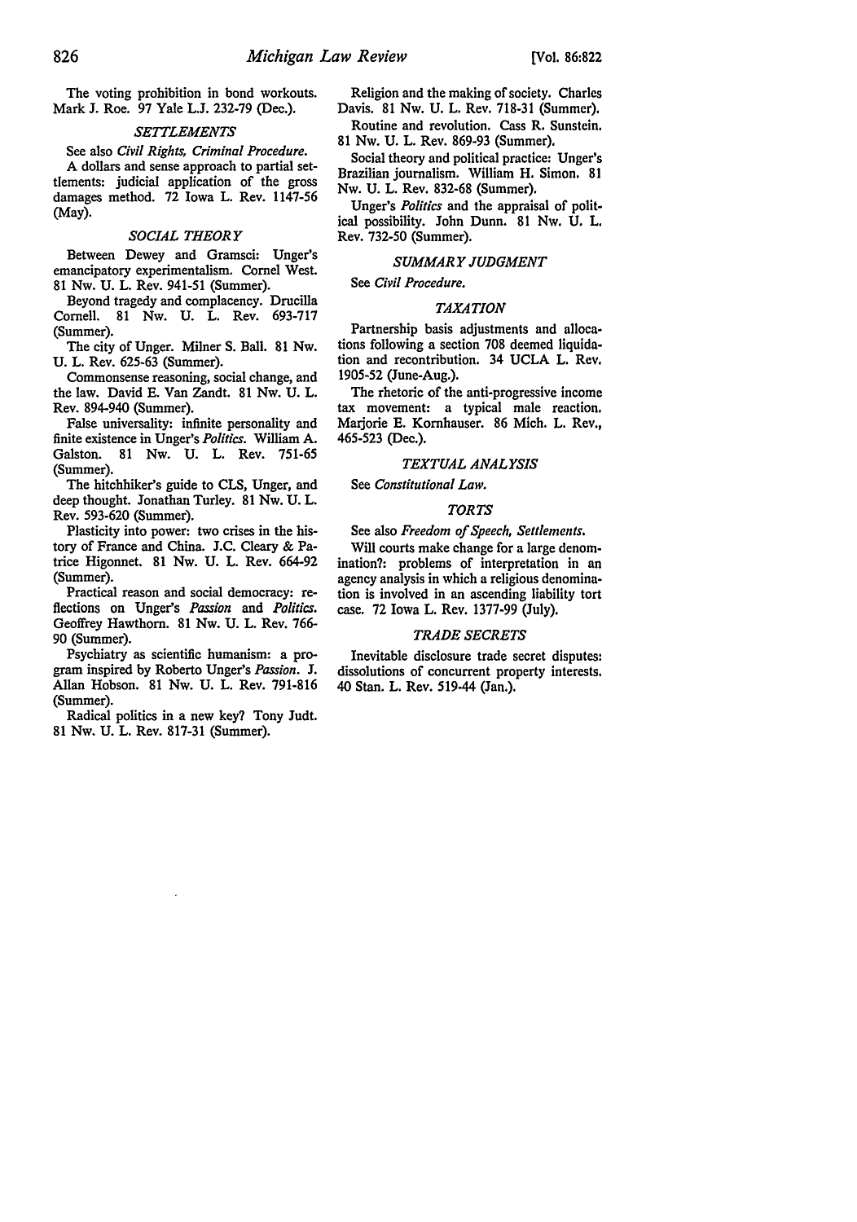The voting prohibition in bond workouts. Mark J. Roe. 97 Yale L.J. 232-79 (Dec.).

### *SETTLEMENTS*

See also *Civil Rights, Criminal Procedure.*

A dollars and sense approach to partial settlements: judicial application of the gross damages method. 72 Iowa L. Rev. 1147-56 (May).

### *SOCIAL THEORY*

Between Dewey and Gramsci: Unger's emancipatory experimentalism. Cornel West. 81 Nw. U. L. Rev. 941-51 (Summer).

Beyond tragedy and complacency. Drucilla Cornell. 81 Nw. U. L. Rev. 693-717 (Summer).

The city of Unger. Milner S. Ball. 81 Nw. U. L. Rev. 625-63 (Summer).

Commonsense reasoning, social change, and the law. David E. Van Zandt. 81 Nw. U. L. Rev. 894-940 (Summer).

False universality: infinite personality and finite existence in Unger's *Politics*. William A. Galston. 81 Nw. U. L. Rev. 751-65 (Summer).

The hitchhiker's guide to CLS, Unger, and deep thought. Jonathan Turley. 81 Nw. U. L. Rev. 593-620 (Summer).

Plasticity into power: two crises in the history of France and China. J.C. Cleary & Patrice Higonnet. 81 Nw. U. L. Rev. 664-92 (Summer).

Practical reason and social democracy: reflections on Unger's *Passion* and *Politics*. Geoffrey Hawthorn. 81 Nw. U. L. Rev. 766-90 (Summer).

Psychiatry as scientific humanism: a program inspired by Roberto Unger's *Passion*. J. Allan Hobson. 81 Nw. U. L. Rev. 791-816 (Summer).

Radical politics in a new key? Tony Judt. 81 Nw. U. L. Rev. 817-31 (Summer).

Religion and the making of society. Charles Davis. 81 Nw. U. L. Rev. 718-31 (Summer).

Routine and revolution. Cass R. Sunstein. 81 Nw. U. L. Rev. 869-93 (Summer).

Social theory and political practice: Unger's Brazilian journalism. William H. Simon. 81 Nw. U. L. Rev. 832-68 (Summer).

Unger's *Politics* and the appraisal of political possibility. John Dunn. 81 Nw. U. L. Rev. 732-50 (Summer).

### *SUMMARY JUDGMENT*

See *Civil Procedure.*

### *TAXATION*

Partnership basis adjustments and allocations following a section 708 deemed liquidation and recontribution. 34 UCLA L. Rev. 1905-52 (June-Aug.).

The rhetoric of the anti-progressive income tax movement: a typical male reaction. Marjorie E. Kornhauser. 86 Mich. L. Rev., 465-523 (Dec.).

### *TEXTUAL ANALYSIS*

See *Constitutional Law.*

### *TORTS*

See also *Freedom of Speech, Settlements.*

Will courts make change for a large denomination?: problems of interpretation in an agency analysis in which a religious denomination is involved in an ascending liability tort case. 72 Iowa L. Rev. 1377-99 (July).

### *TRADE SECRETS*

Inevitable disclosure trade secret disputes: dissolutions of concurrent property interests. 40 Stan. L. Rev. 519-44 (Jan.).